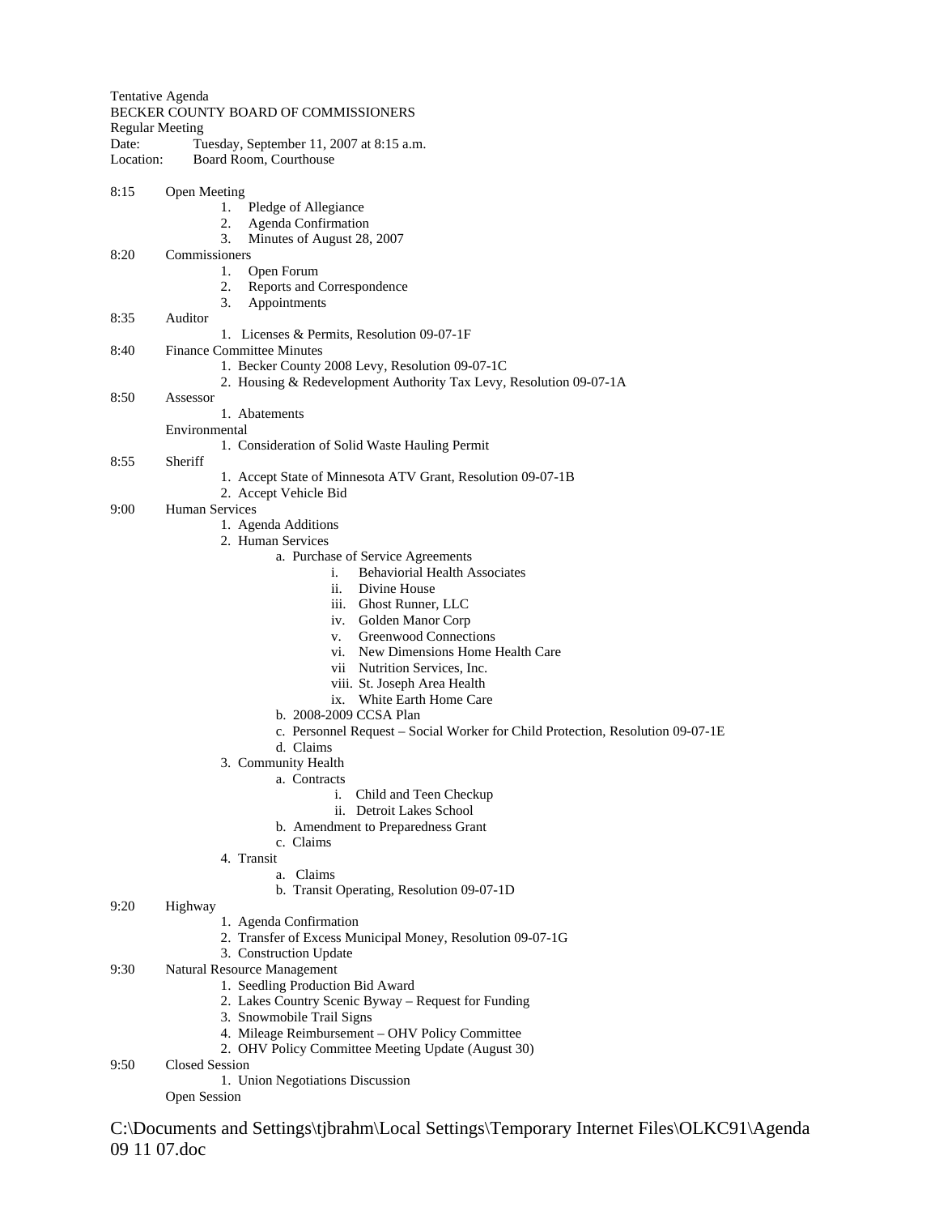Tentative Agenda
BECKER COUNTY BOARD OF COMMISSIONERS
Regular Meeting
Date: Tuesday, September 11, 2007 at 8:15 a.m.
Location: Board Room, Courthouse

8:15 Open Meeting
1. Pledge of Allegiance
2. Agenda Confirmation
3. Minutes of August 28, 2007

8:20 Commissioners
1. Open Forum
2. Reports and Correspondence
3. Appointments

8:35 Auditor
1. Licenses & Permits, Resolution 09-07-1F

8:40 Finance Committee Minutes
1. Becker County 2008 Levy, Resolution 09-07-1C
2. Housing & Redevelopment Authority Tax Levy, Resolution 09-07-1A

8:50 Assessor
1. Abatements

Environmental
1. Consideration of Solid Waste Hauling Permit

8:55 Sheriff
1. Accept State of Minnesota ATV Grant, Resolution 09-07-1B
2. Accept Vehicle Bid

9:00 Human Services
1. Agenda Additions
2. Human Services
    a. Purchase of Service Agreements
        i. Behaviorial Health Associates
        ii. Divine House
        iii. Ghost Runner, LLC
        iv. Golden Manor Corp
        v. Greenwood Connections
        vi. New Dimensions Home Health Care
        vii Nutrition Services, Inc.
        viii. St. Joseph Area Health
        ix. White Earth Home Care
    b. 2008-2009 CCSA Plan
    c. Personnel Request – Social Worker for Child Protection, Resolution 09-07-1E
    d. Claims
3. Community Health
    a. Contracts
        i. Child and Teen Checkup
        ii. Detroit Lakes School
    b. Amendment to Preparedness Grant
    c. Claims
4. Transit
    a. Claims
    b. Transit Operating, Resolution 09-07-1D

9:20 Highway
1. Agenda Confirmation
2. Transfer of Excess Municipal Money, Resolution 09-07-1G
3. Construction Update

9:30 Natural Resource Management
1. Seedling Production Bid Award
2. Lakes Country Scenic Byway – Request for Funding
3. Snowmobile Trail Signs
4. Mileage Reimbursement – OHV Policy Committee
2. OHV Policy Committee Meeting Update (August 30)

9:50 Closed Session
1. Union Negotiations Discussion

Open Session

C:\Documents and Settings\tjbrahm\Local Settings\Temporary Internet Files\OLKC91\Agenda 09 11 07.doc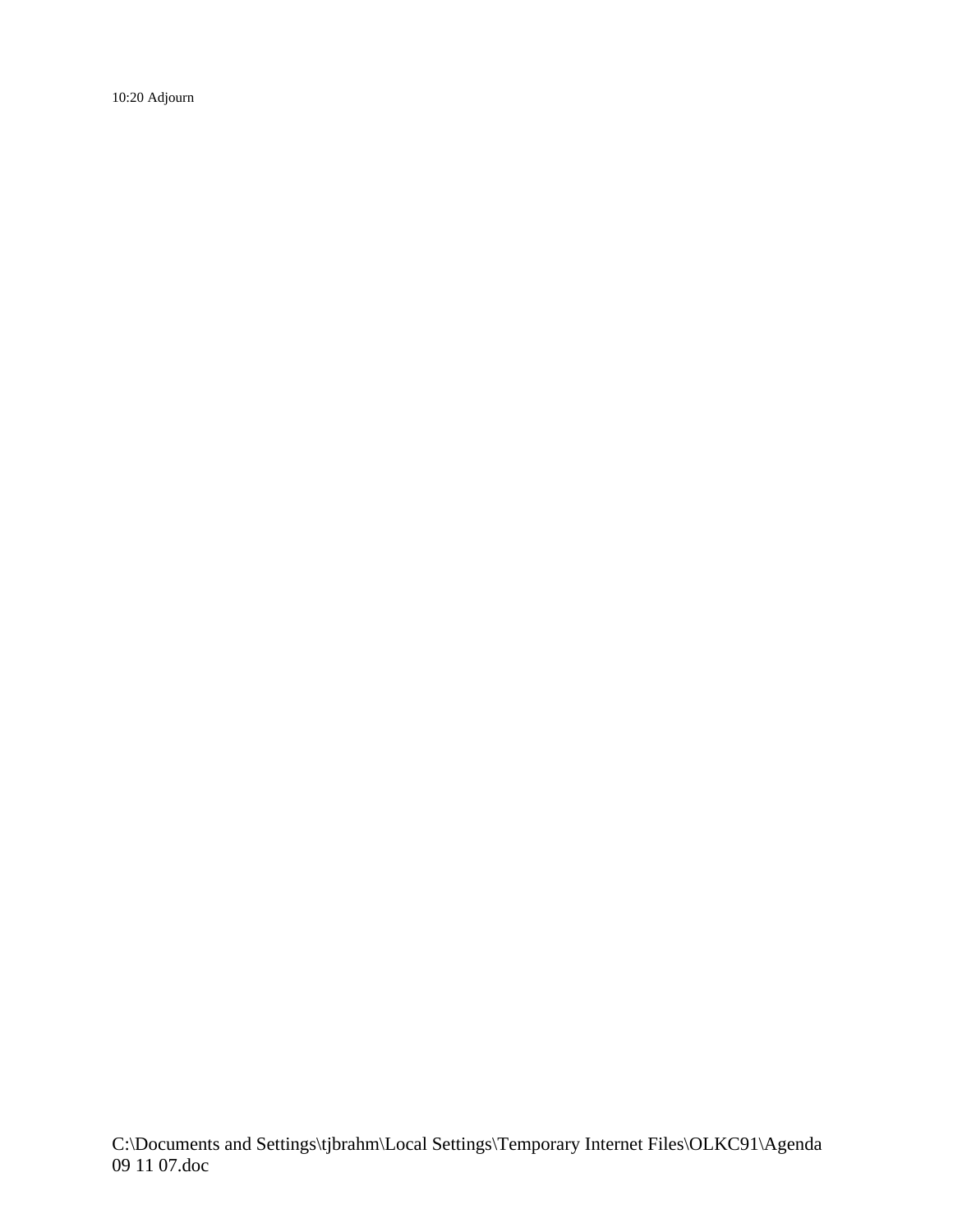10:20 Adjourn